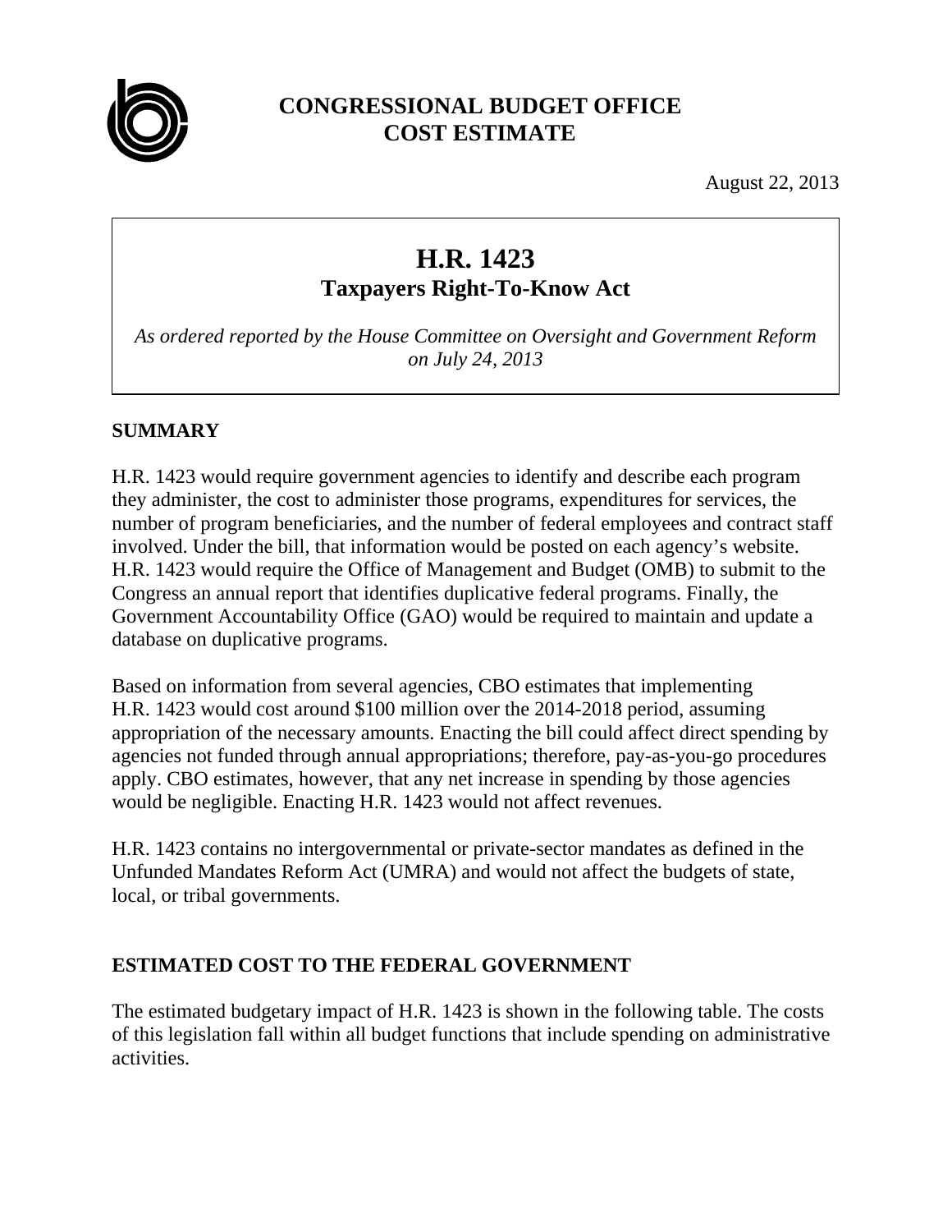**CONGRESSIONAL BUDGET OFFICE**
**COST ESTIMATE**

August 22, 2013

# H.R. 1423
## Taxpayers Right-To-Know Act

*As ordered reported by the House Committee on Oversight and Government Reform on July 24, 2013*

### SUMMARY

H.R. 1423 would require government agencies to identify and describe each program they administer, the cost to administer those programs, expenditures for services, the number of program beneficiaries, and the number of federal employees and contract staff involved. Under the bill, that information would be posted on each agency's website. H.R. 1423 would require the Office of Management and Budget (OMB) to submit to the Congress an annual report that identifies duplicative federal programs. Finally, the Government Accountability Office (GAO) would be required to maintain and update a database on duplicative programs.

Based on information from several agencies, CBO estimates that implementing H.R. 1423 would cost around $100 million over the 2014-2018 period, assuming appropriation of the necessary amounts. Enacting the bill could affect direct spending by agencies not funded through annual appropriations; therefore, pay-as-you-go procedures apply. CBO estimates, however, that any net increase in spending by those agencies would be negligible. Enacting H.R. 1423 would not affect revenues.

H.R. 1423 contains no intergovernmental or private-sector mandates as defined in the Unfunded Mandates Reform Act (UMRA) and would not affect the budgets of state, local, or tribal governments.

### ESTIMATED COST TO THE FEDERAL GOVERNMENT

The estimated budgetary impact of H.R. 1423 is shown in the following table. The costs of this legislation fall within all budget functions that include spending on administrative activities.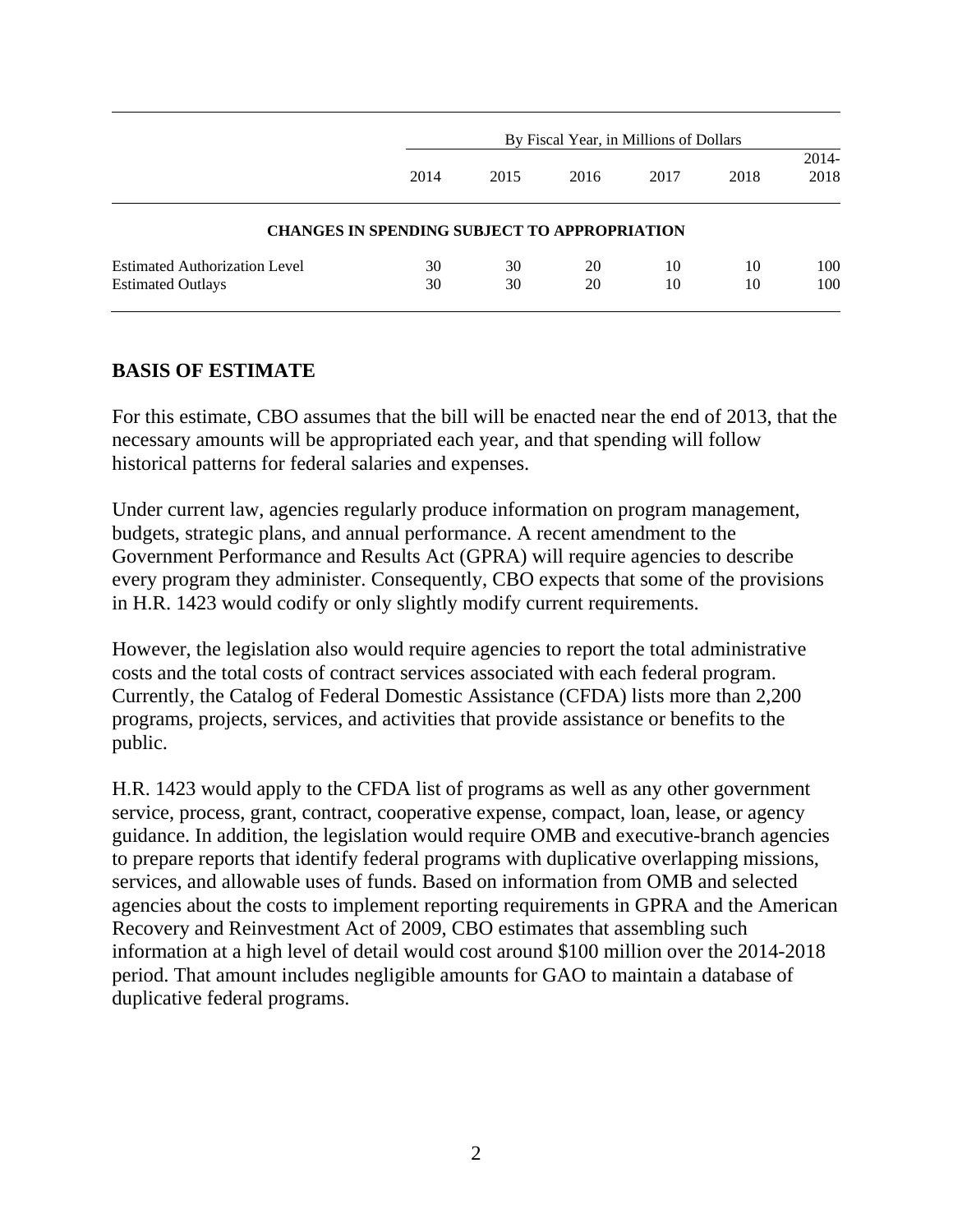| | By Fiscal Year, in Millions of Dollars | | | | | |
|---|---|---|---|---|---|---|
| | 2014 | 2015 | 2016 | 2017 | 2018 | 2014-2018 |
| **CHANGES IN SPENDING SUBJECT TO APPROPRIATION** | | | | | | |
| Estimated Authorization Level | 30 | 30 | 20 | 10 | 10 | 100 |
| Estimated Outlays | 30 | 30 | 20 | 10 | 10 | 100 |

## BASIS OF ESTIMATE

For this estimate, CBO assumes that the bill will be enacted near the end of 2013, that the necessary amounts will be appropriated each year, and that spending will follow historical patterns for federal salaries and expenses.

Under current law, agencies regularly produce information on program management, budgets, strategic plans, and annual performance. A recent amendment to the Government Performance and Results Act (GPRA) will require agencies to describe every program they administer. Consequently, CBO expects that some of the provisions in H.R. 1423 would codify or only slightly modify current requirements.

However, the legislation also would require agencies to report the total administrative costs and the total costs of contract services associated with each federal program. Currently, the Catalog of Federal Domestic Assistance (CFDA) lists more than 2,200 programs, projects, services, and activities that provide assistance or benefits to the public.

H.R. 1423 would apply to the CFDA list of programs as well as any other government service, process, grant, contract, cooperative expense, compact, loan, lease, or agency guidance. In addition, the legislation would require OMB and executive-branch agencies to prepare reports that identify federal programs with duplicative overlapping missions, services, and allowable uses of funds. Based on information from OMB and selected agencies about the costs to implement reporting requirements in GPRA and the American Recovery and Reinvestment Act of 2009, CBO estimates that assembling such information at a high level of detail would cost around $100 million over the 2014-2018 period. That amount includes negligible amounts for GAO to maintain a database of duplicative federal programs.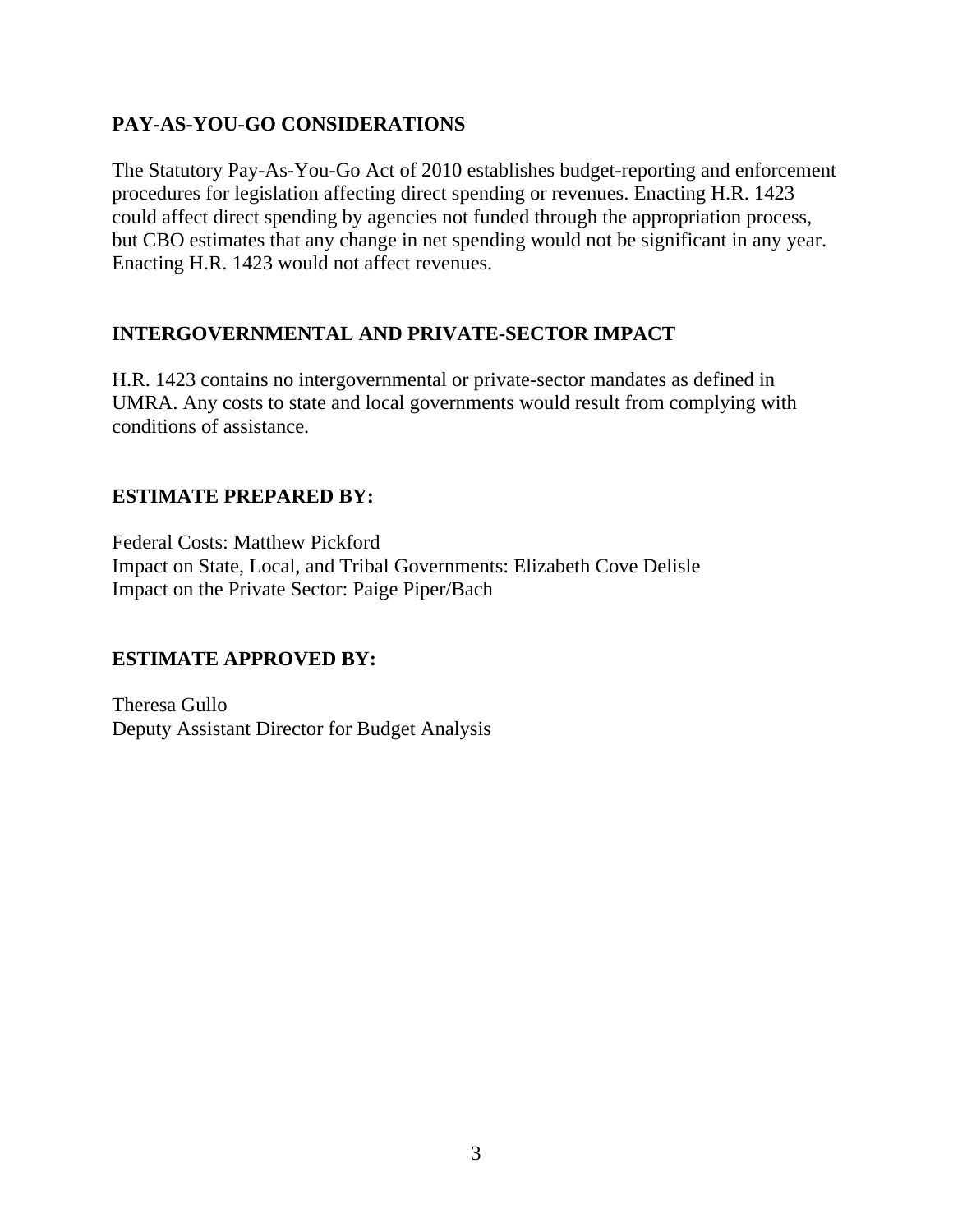## PAY-AS-YOU-GO CONSIDERATIONS

The Statutory Pay-As-You-Go Act of 2010 establishes budget-reporting and enforcement procedures for legislation affecting direct spending or revenues. Enacting H.R. 1423 could affect direct spending by agencies not funded through the appropriation process, but CBO estimates that any change in net spending would not be significant in any year. Enacting H.R. 1423 would not affect revenues.

## INTERGOVERNMENTAL AND PRIVATE-SECTOR IMPACT

H.R. 1423 contains no intergovernmental or private-sector mandates as defined in UMRA. Any costs to state and local governments would result from complying with conditions of assistance.

## ESTIMATE PREPARED BY:

Federal Costs: Matthew Pickford
Impact on State, Local, and Tribal Governments: Elizabeth Cove Delisle
Impact on the Private Sector: Paige Piper/Bach

## ESTIMATE APPROVED BY:

Theresa Gullo
Deputy Assistant Director for Budget Analysis